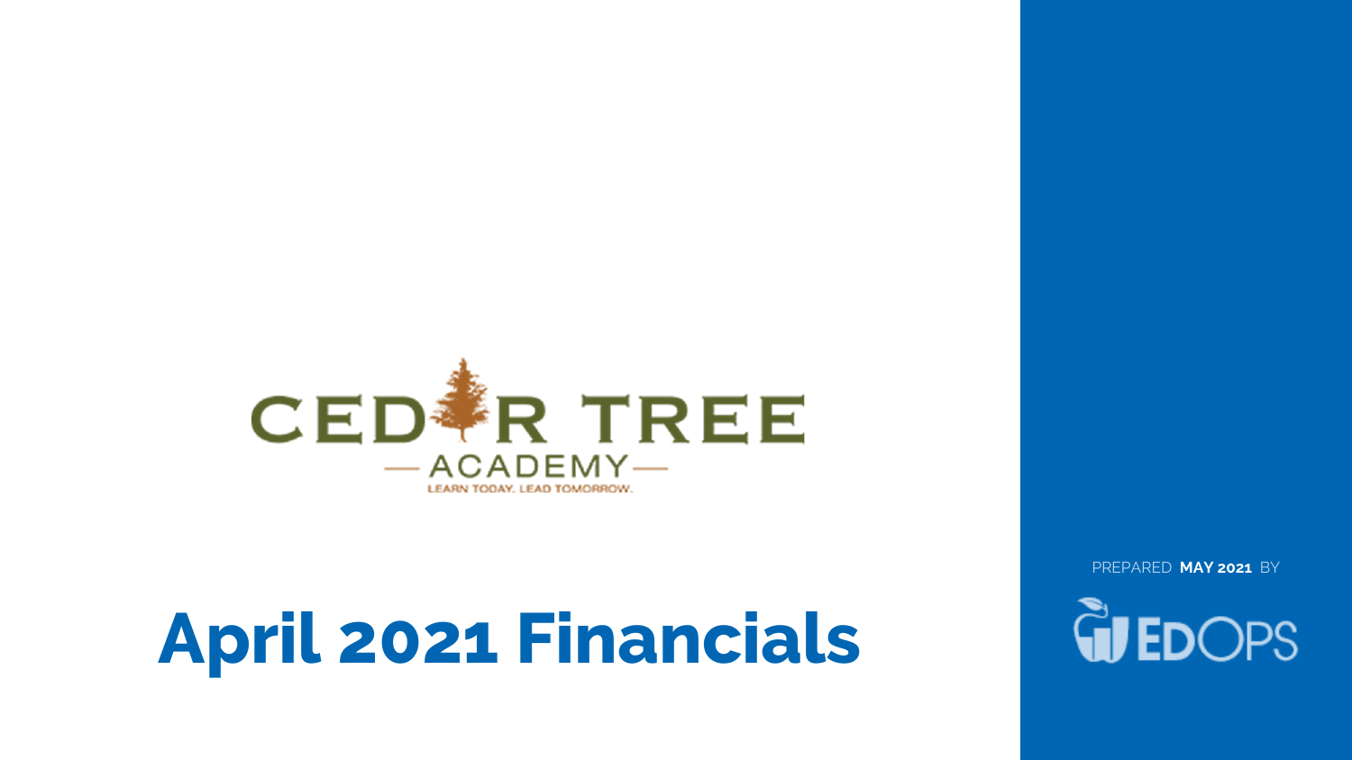CEDAR TREE ACADEMY

LEARN TODAY. LEAD TOMORROW.

# April 2021 Financials

PREPARED **MAY 2021** BY

EDOPS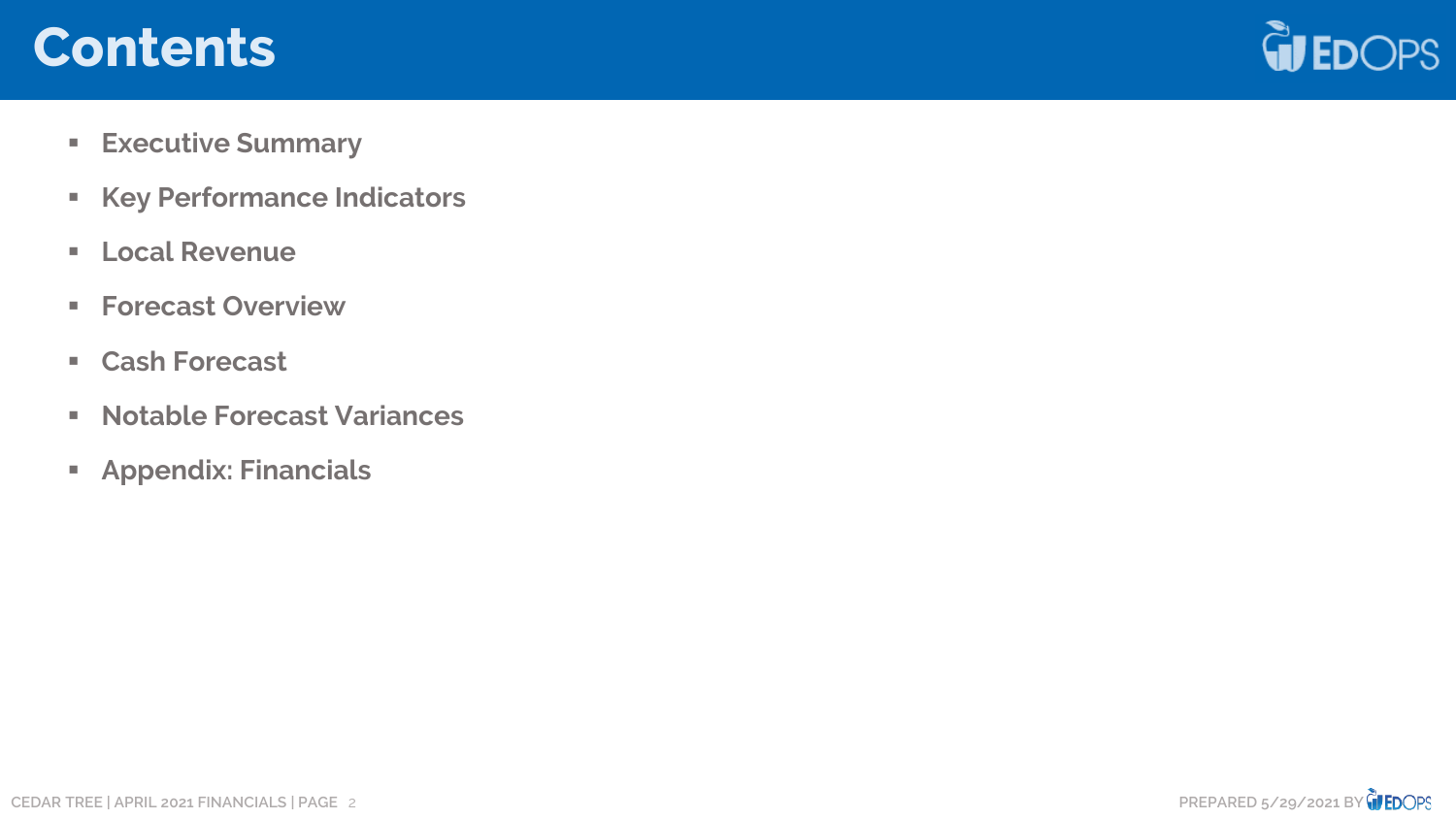# Contents

- **Executive Summary**
- **Key Performance Indicators**
- **Local Revenue**
- **Forecast Overview**
- **Cash Forecast**
- **Notable Forecast Variances**
- **Appendix: Financials**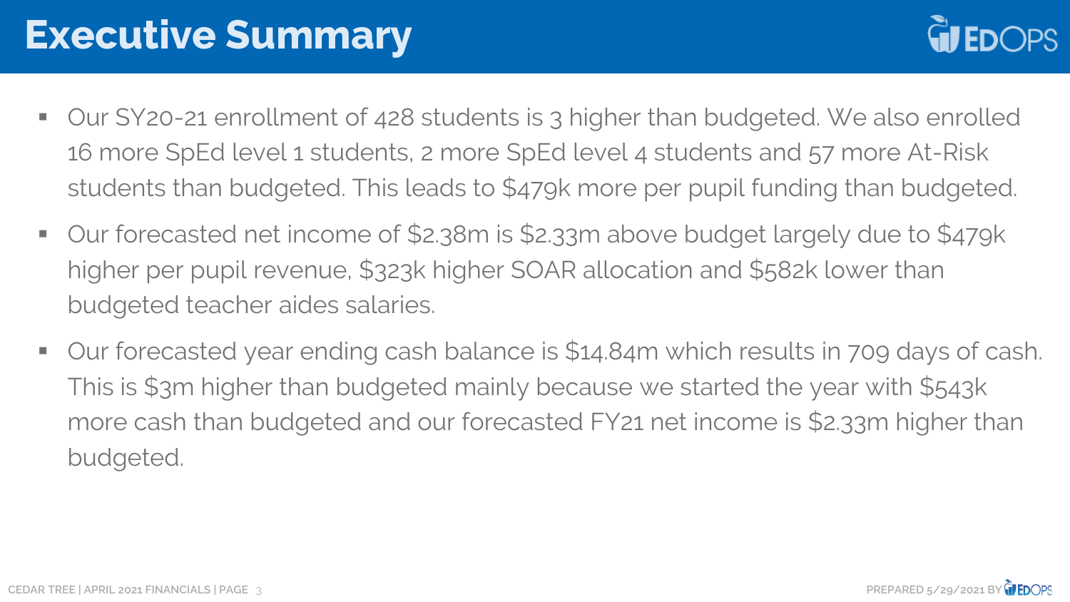# Executive Summary

- Our SY20-21 enrollment of 428 students is 3 higher than budgeted. We also enrolled 16 more SpEd level 1 students, 2 more SpEd level 4 students and 57 more At-Risk students than budgeted. This leads to $479k more per pupil funding than budgeted.
- Our forecasted net income of $2.38m is $2.33m above budget largely due to $479k higher per pupil revenue, $323k higher SOAR allocation and $582k lower than budgeted teacher aides salaries.
- Our forecasted year ending cash balance is $14.84m which results in 709 days of cash. This is $3m higher than budgeted mainly because we started the year with $543k more cash than budgeted and our forecasted FY21 net income is $2.33m higher than budgeted.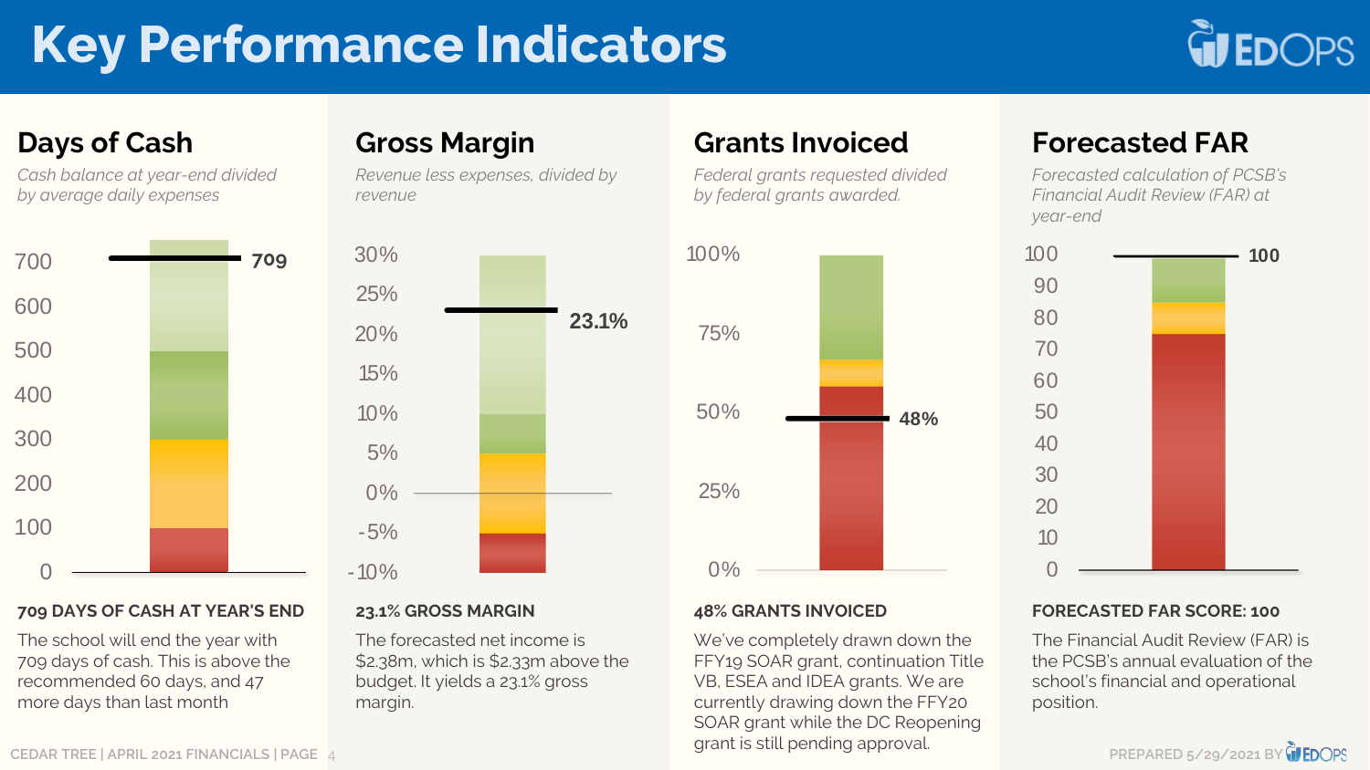# Key Performance Indicators

## Days of Cash

*Cash balance at year-end divided by average daily expenses*

700 | 600 | 500 | 400 | 300 | 200 | 100 | 0 — 709

**709 DAYS OF CASH AT YEAR'S END**

The school will end the year with 709 days of cash. This is above the recommended 60 days, and 47 more days than last month

## Gross Margin

*Revenue less expenses, divided by revenue*

30% | 25% | 20% | 15% | 10% | 5% | 0% | -5% | -10% — 23.1%

**23.1% GROSS MARGIN**

The forecasted net income is $2.38m, which is $2.33m above the budget. It yields a 23.1% gross margin.

## Grants Invoiced

*Federal grants requested divided by federal grants awarded.*

100% | 75% | 50% | 25% | 0% — 48%

**48% GRANTS INVOICED**

We've completely drawn down the FFY19 SOAR grant, continuation Title VB, ESEA and IDEA grants. We are currently drawing down the FFY20 SOAR grant while the DC Reopening grant is still pending approval.

## Forecasted FAR

*Forecasted calculation of PCSB's Financial Audit Review (FAR) at year-end*

100 | 90 | 80 | 70 | 60 | 50 | 40 | 30 | 20 | 10 | 0 — 100

**FORECASTED FAR SCORE: 100**

The Financial Audit Review (FAR) is the PCSB's annual evaluation of the school's financial and operational position.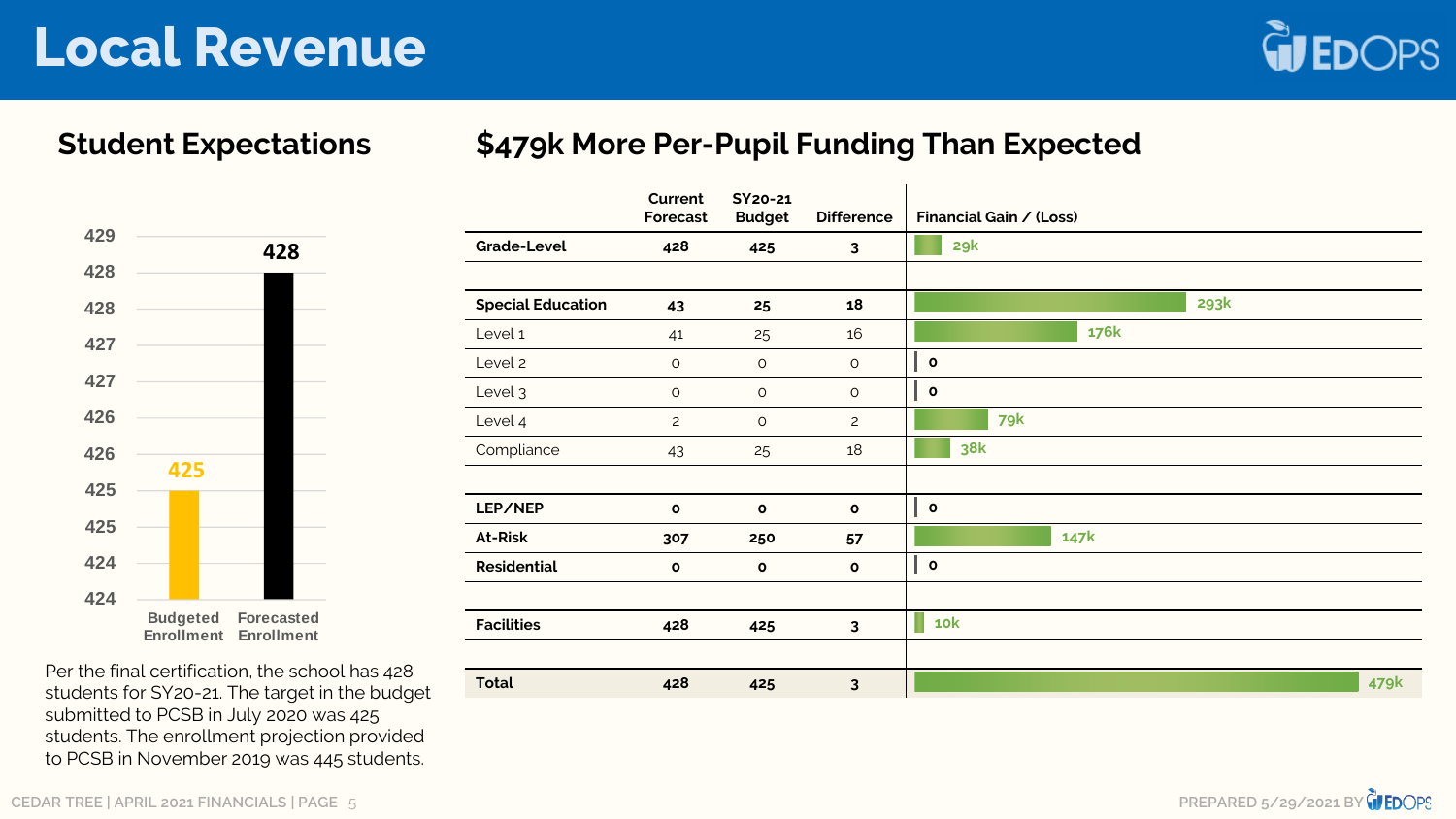# Local Revenue

## Student Expectations

| | Budgeted Enrollment | Forecasted Enrollment |
|---|---|---|
| Enrollment | 425 | 428 |

Per the final certification, the school has 428 students for SY20-21. The target in the budget submitted to PCSB in July 2020 was 425 students. The enrollment projection provided to PCSB in November 2019 was 445 students.

## $479k More Per-Pupil Funding Than Expected

| | Current Forecast | SY20-21 Budget | Difference | Financial Gain / (Loss) |
|---|---|---|---|---|
| **Grade-Level** | **428** | **425** | **3** | 29k |
| | | | | |
| **Special Education** | **43** | **25** | **18** | 293k |
| Level 1 | 41 | 25 | 16 | 176k |
| Level 2 | 0 | 0 | 0 | 0 |
| Level 3 | 0 | 0 | 0 | 0 |
| Level 4 | 2 | 0 | 2 | 79k |
| Compliance | 43 | 25 | 18 | 38k |
| | | | | |
| **LEP/NEP** | **0** | **0** | **0** | 0 |
| **At-Risk** | **307** | **250** | **57** | 147k |
| **Residential** | **0** | **0** | **0** | 0 |
| | | | | |
| **Facilities** | **428** | **425** | **3** | 10k |
| | | | | |
| **Total** | **428** | **425** | **3** | 479k |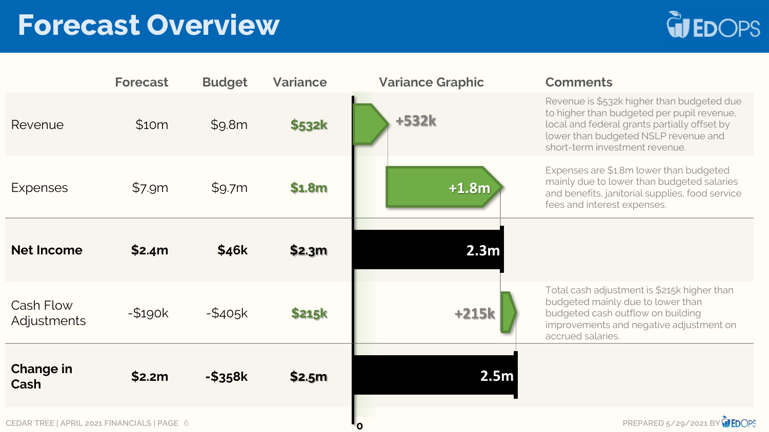# Forecast Overview

| | Forecast | Budget | Variance | Variance Graphic | Comments |
|---|---|---|---|---|---|
| Revenue | $10m | $9.8m | $532k | +532k | Revenue is $532k higher than budgeted due to higher than budgeted per pupil revenue, local and federal grants partially offset by lower than budgeted NSLP revenue and short-term investment revenue. |
| Expenses | $7.9m | $9.7m | $1.8m | +1.8m | Expenses are $1.8m lower than budgeted mainly due to lower than budgeted salaries and benefits, janitorial supplies, food service fees and interest expenses. |
| **Net Income** | **$2.4m** | **$46k** | **$2.3m** | 2.3m | |
| Cash Flow Adjustments | -$190k | -$405k | $215k | +215k | Total cash adjustment is $215k higher than budgeted mainly due to lower than budgeted cash outflow on building improvements and negative adjustment on accrued salaries. |
| **Change in Cash** | **$2.2m** | **-$358k** | **$2.5m** | 2.5m | |

CEDAR TREE | APRIL 2021 FINANCIALS

PREPARED 5/29/2021 BY EDOPS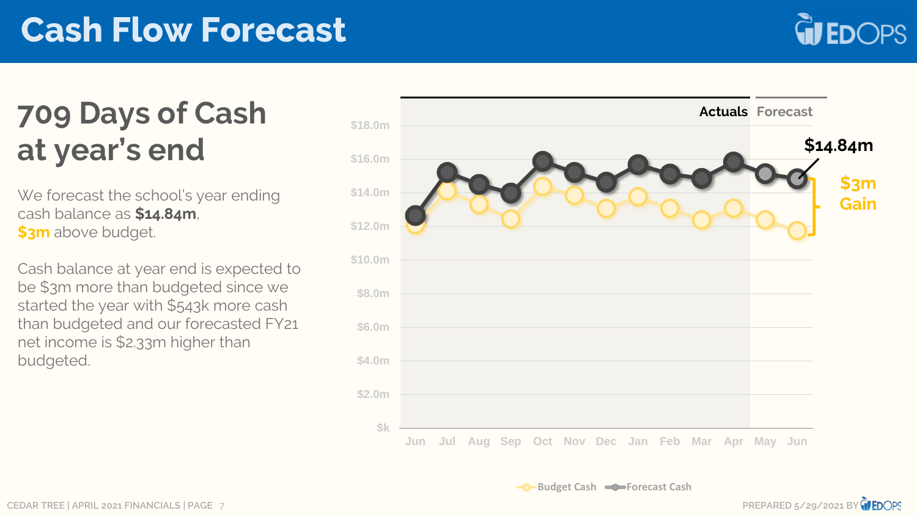# Cash Flow Forecast

## 709 Days of Cash at year's end

We forecast the school's year ending cash balance as **$14.84m**, **$3m** above budget.

Cash balance at year end is expected to be $3m more than budgeted since we started the year with $543k more cash than budgeted and our forecasted FY21 net income is $2.33m higher than budgeted.

Actuals | Forecast

$14.84m

$3m Gain

Budget Cash | Forecast Cash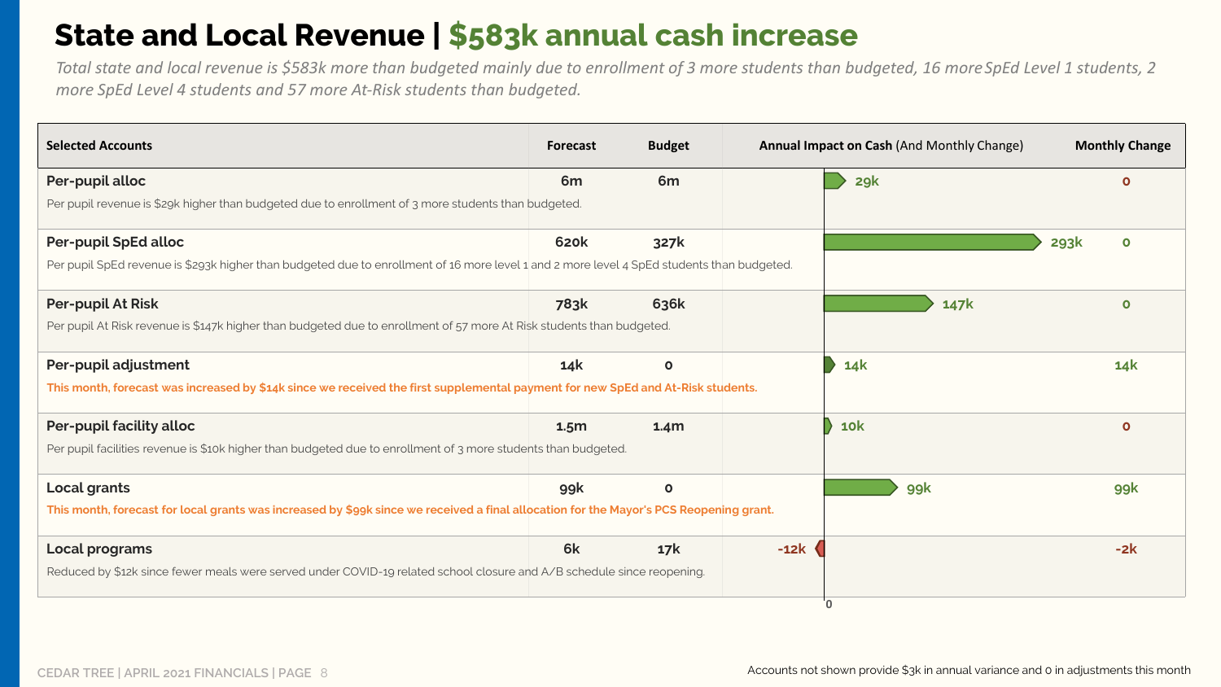# State and Local Revenue | $583k annual cash increase

*Total state and local revenue is $583k more than budgeted mainly due to enrollment of 3 more students than budgeted, 16 more SpEd Level 1 students, 2 more SpEd Level 4 students and 57 more At-Risk students than budgeted.*

| Selected Accounts | Forecast | Budget | Annual Impact on Cash (And Monthly Change) | Monthly Change |
|---|---|---|---|---|
| **Per-pupil alloc**<br>Per pupil revenue is $29k higher than budgeted due to enrollment of 3 more students than budgeted. | 6m | 6m | 29k | 0 |
| **Per-pupil SpEd alloc**<br>Per pupil SpEd revenue is $293k higher than budgeted due to enrollment of 16 more level 1 and 2 more level 4 SpEd students than budgeted. | 620k | 327k | 293k | 0 |
| **Per-pupil At Risk**<br>Per pupil At Risk revenue is $147k higher than budgeted due to enrollment of 57 more At Risk students than budgeted. | 783k | 636k | 147k | 0 |
| **Per-pupil adjustment**<br>**This month, forecast was increased by $14k since we received the first supplemental payment for new SpEd and At-Risk students.** | 14k | 0 | 14k | 14k |
| **Per-pupil facility alloc**<br>Per pupil facilities revenue is $10k higher than budgeted due to enrollment of 3 more students than budgeted. | 1.5m | 1.4m | 10k | 0 |
| **Local grants**<br>**This month, forecast for local grants was increased by $99k since we received a final allocation for the Mayor's PCS Reopening grant.** | 99k | 0 | 99k | 99k |
| **Local programs**<br>Reduced by $12k since fewer meals were served under COVID-19 related school closure and A/B schedule since reopening. | 6k | 17k | -12k | -2k |

Accounts not shown provide $3k in annual variance and 0 in adjustments this month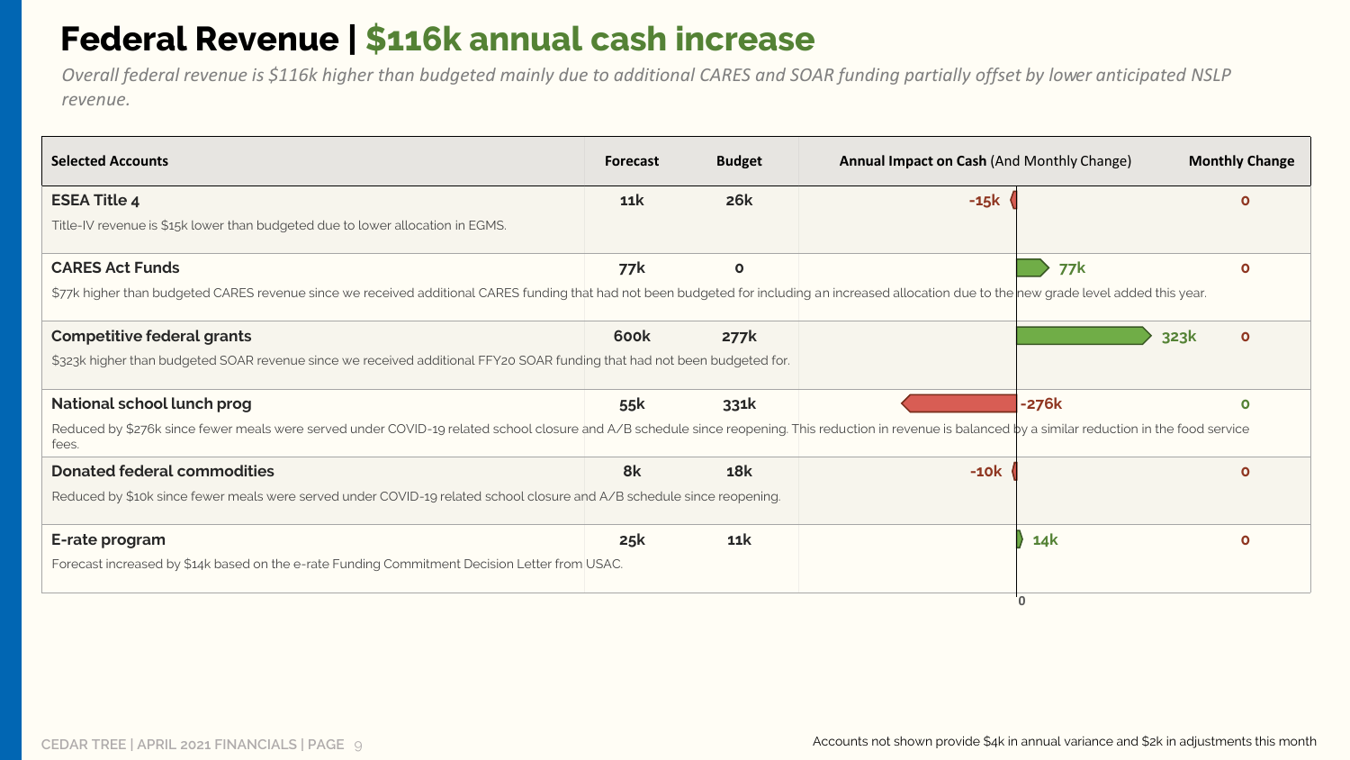# Federal Revenue | $116k annual cash increase

*Overall federal revenue is $116k higher than budgeted mainly due to additional CARES and SOAR funding partially offset by lower anticipated NSLP revenue.*

| Selected Accounts | Forecast | Budget | Annual Impact on Cash (And Monthly Change) | Monthly Change |
|---|---|---|---|---|
| **ESEA Title 4**<br>Title-IV revenue is $15k lower than budgeted due to lower allocation in EGMS. | 11k | 26k | -15k | 0 |
| **CARES Act Funds**<br>$77k higher than budgeted CARES revenue since we received additional CARES funding that had not been budgeted for including an increased allocation due to the new grade level added this year. | 77k | 0 | 77k | 0 |
| **Competitive federal grants**<br>$323k higher than budgeted SOAR revenue since we received additional FFY20 SOAR funding that had not been budgeted for. | 600k | 277k | 323k | 0 |
| **National school lunch prog**<br>Reduced by $276k since fewer meals were served under COVID-19 related school closure and A/B schedule since reopening. This reduction in revenue is balanced by a similar reduction in the food service fees. | 55k | 331k | -276k | 0 |
| **Donated federal commodities**<br>Reduced by $10k since fewer meals were served under COVID-19 related school closure and A/B schedule since reopening. | 8k | 18k | -10k | 0 |
| **E-rate program**<br>Forecast increased by $14k based on the e-rate Funding Commitment Decision Letter from USAC. | 25k | 11k | 14k | 0 |

Accounts not shown provide $4k in annual variance and $2k in adjustments this month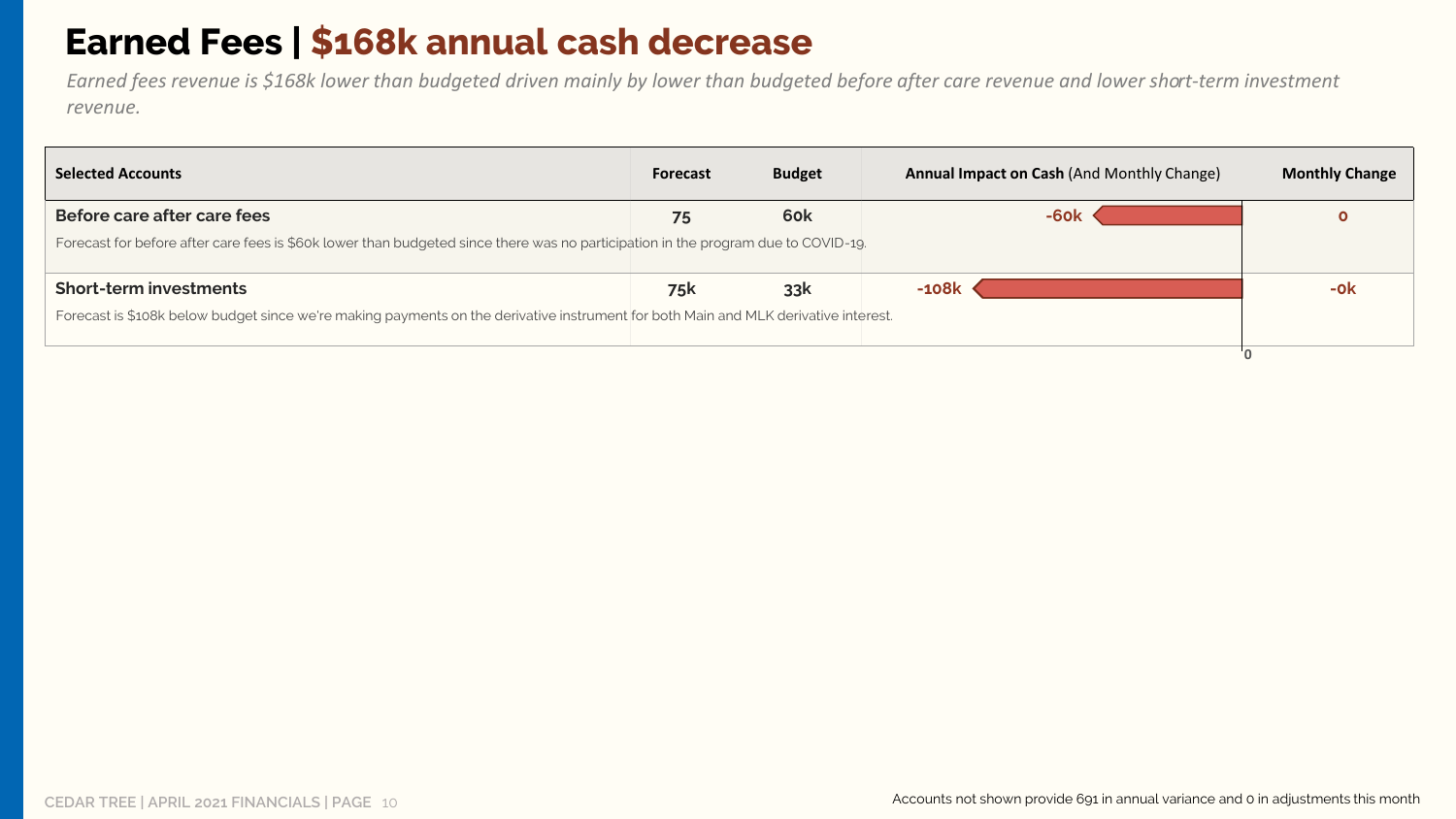# Earned Fees | $168k annual cash decrease

*Earned fees revenue is $168k lower than budgeted driven mainly by lower than budgeted before after care revenue and lower short-term investment revenue.*

| Selected Accounts | Forecast | Budget | Annual Impact on Cash (And Monthly Change) | Monthly Change |
|---|---|---|---|---|
| **Before care after care fees** | 75 | 60k | -60k | 0 |
| Forecast for before after care fees is $60k lower than budgeted since there was no participation in the program due to COVID-19. | | | | |
| **Short-term investments** | 75k | 33k | -108k | -0k |
| Forecast is $108k below budget since we're making payments on the derivative instrument for both Main and MLK derivative interest. | | | | |

Accounts not shown provide 691 in annual variance and 0 in adjustments this month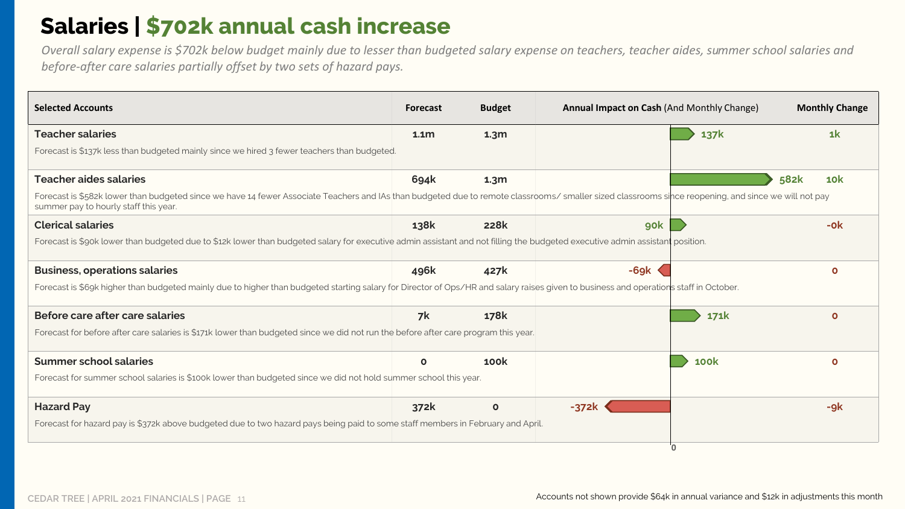# Salaries | $702k annual cash increase

*Overall salary expense is $702k below budget mainly due to lesser than budgeted salary expense on teachers, teacher aides, summer school salaries and before-after care salaries partially offset by two sets of hazard pays.*

| Selected Accounts | Forecast | Budget | Annual Impact on Cash (And Monthly Change) | Monthly Change |
|---|---|---|---|---|
| **Teacher salaries**<br>Forecast is $137k less than budgeted mainly since we hired 3 fewer teachers than budgeted. | 1.1m | 1.3m | 137k | 1k |
| **Teacher aides salaries**<br>Forecast is $582k lower than budgeted since we have 14 fewer Associate Teachers and IAs than budgeted due to remote classrooms/ smaller sized classrooms since reopening, and since we will not pay summer pay to hourly staff this year. | 694k | 1.3m | 582k | 10k |
| **Clerical salaries**<br>Forecast is $90k lower than budgeted due to $12k lower than budgeted salary for executive admin assistant and not filling the budgeted executive admin assistant position. | 138k | 228k | 90k | -0k |
| **Business, operations salaries**<br>Forecast is $69k higher than budgeted mainly due to higher than budgeted starting salary for Director of Ops/HR and salary raises given to business and operations staff in October. | 496k | 427k | -69k | 0 |
| **Before care after care salaries**<br>Forecast for before after care salaries is $171k lower than budgeted since we did not run the before after care program this year. | 7k | 178k | 171k | 0 |
| **Summer school salaries**<br>Forecast for summer school salaries is $100k lower than budgeted since we did not hold summer school this year. | 0 | 100k | 100k | 0 |
| **Hazard Pay**<br>Forecast for hazard pay is $372k above budgeted due to two hazard pays being paid to some staff members in February and April. | 372k | 0 | -372k | -9k |

Accounts not shown provide $64k in annual variance and $12k in adjustments this month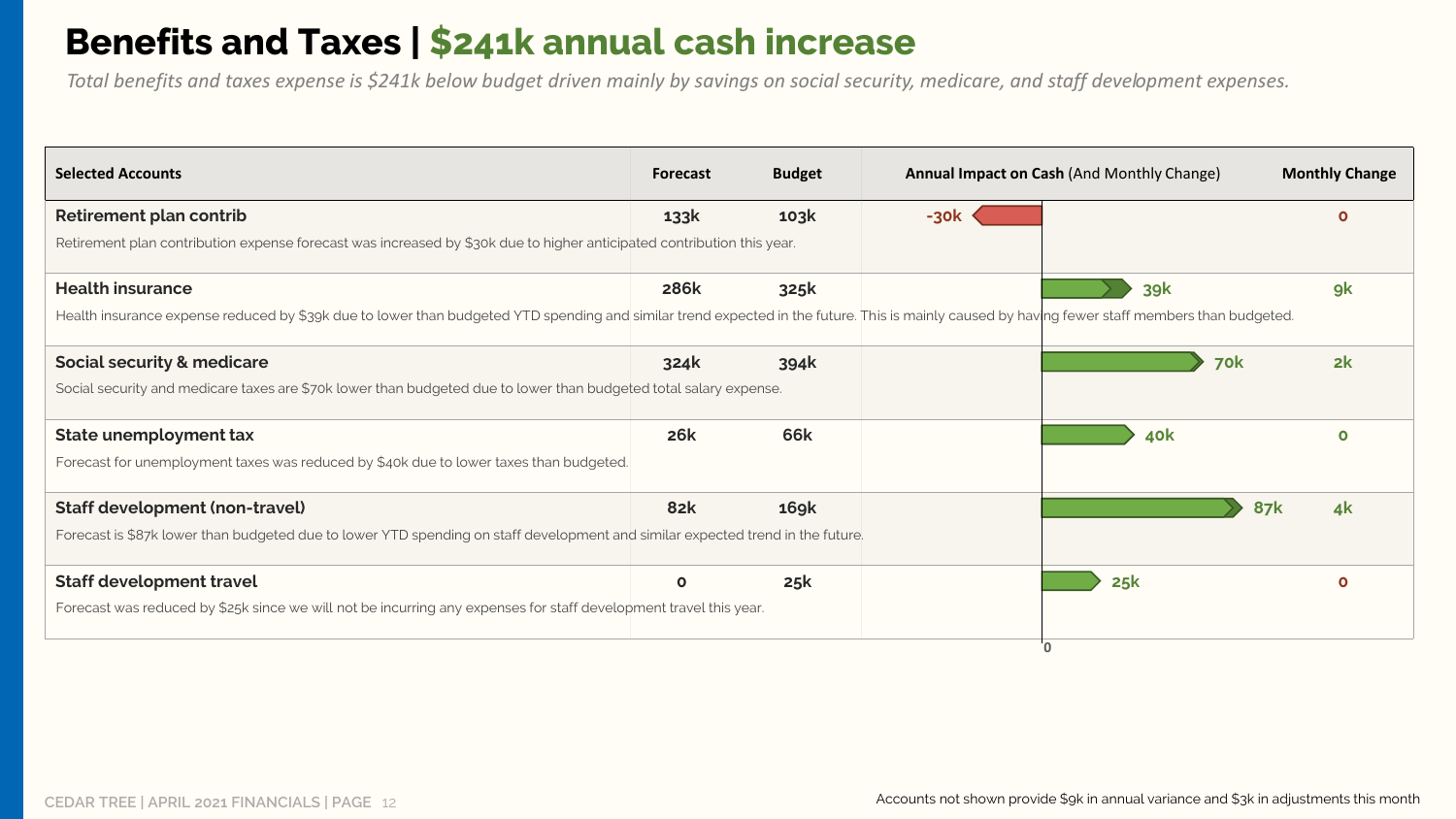# Benefits and Taxes | $241k annual cash increase

*Total benefits and taxes expense is $241k below budget driven mainly by savings on social security, medicare, and staff development expenses.*

| Selected Accounts | Forecast | Budget | Annual Impact on Cash (And Monthly Change) | Monthly Change |
|---|---|---|---|---|
| **Retirement plan contrib** | 133k | 103k | -30k | 0 |
| Retirement plan contribution expense forecast was increased by $30k due to higher anticipated contribution this year. | | | | |
| **Health insurance** | 286k | 325k | 39k | 9k |
| Health insurance expense reduced by $39k due to lower than budgeted YTD spending and similar trend expected in the future. This is mainly caused by having fewer staff members than budgeted. | | | | |
| **Social security & medicare** | 324k | 394k | 70k | 2k |
| Social security and medicare taxes are $70k lower than budgeted due to lower than budgeted total salary expense. | | | | |
| **State unemployment tax** | 26k | 66k | 40k | 0 |
| Forecast for unemployment taxes was reduced by $40k due to lower taxes than budgeted. | | | | |
| **Staff development (non-travel)** | 82k | 169k | 87k | 4k |
| Forecast is $87k lower than budgeted due to lower YTD spending on staff development and similar expected trend in the future. | | | | |
| **Staff development travel** | 0 | 25k | 25k | 0 |
| Forecast was reduced by $25k since we will not be incurring any expenses for staff development travel this year. | | | | |

Accounts not shown provide $9k in annual variance and $3k in adjustments this month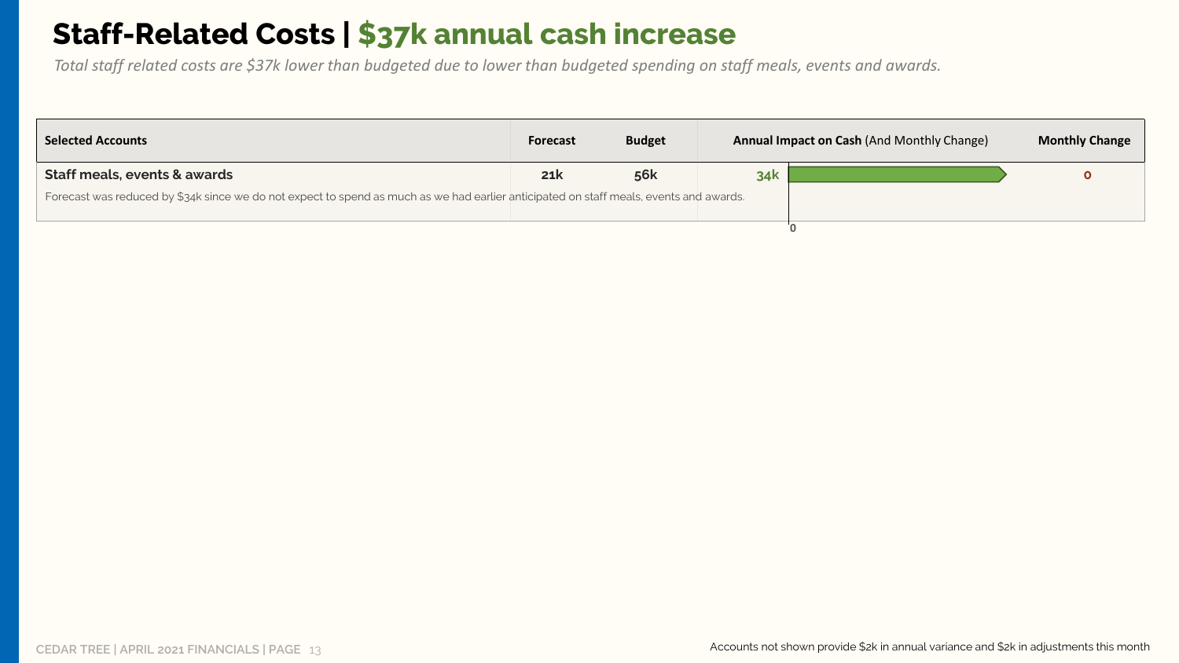# Staff-Related Costs | $37k annual cash increase

*Total staff related costs are $37k lower than budgeted due to lower than budgeted spending on staff meals, events and awards.*

| Selected Accounts | Forecast | Budget | Annual Impact on Cash (And Monthly Change) | Monthly Change |
|---|---|---|---|---|
| **Staff meals, events & awards** | **21k** | **56k** | 34k | 0 |
| Forecast was reduced by $34k since we do not expect to spend as much as we had earlier anticipated on staff meals, events and awards. | | | | |

Accounts not shown provide $2k in annual variance and $2k in adjustments this month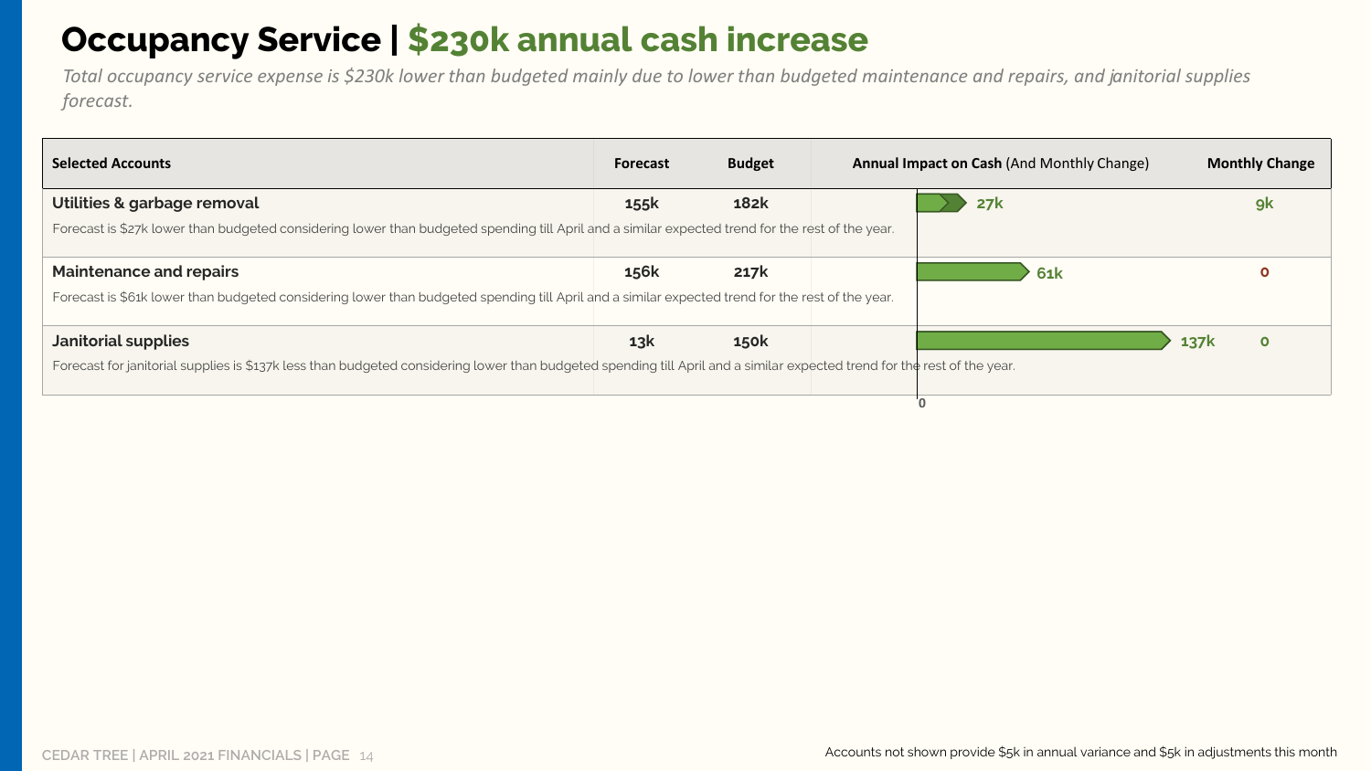# Occupancy Service | $230k annual cash increase

*Total occupancy service expense is $230k lower than budgeted mainly due to lower than budgeted maintenance and repairs, and janitorial supplies forecast.*

| Selected Accounts | Forecast | Budget | Annual Impact on Cash (And Monthly Change) | Monthly Change |
|---|---|---|---|---|
| **Utilities & garbage removal** | 155k | 182k | 27k | 9k |
| Forecast is $27k lower than budgeted considering lower than budgeted spending till April and a similar expected trend for the rest of the year. | | | | |
| **Maintenance and repairs** | 156k | 217k | 61k | 0 |
| Forecast is $61k lower than budgeted considering lower than budgeted spending till April and a similar expected trend for the rest of the year. | | | | |
| **Janitorial supplies** | 13k | 150k | 137k | 0 |
| Forecast for janitorial supplies is $137k less than budgeted considering lower than budgeted spending till April and a similar expected trend for the rest of the year. | | | | |

Accounts not shown provide $5k in annual variance and $5k in adjustments this month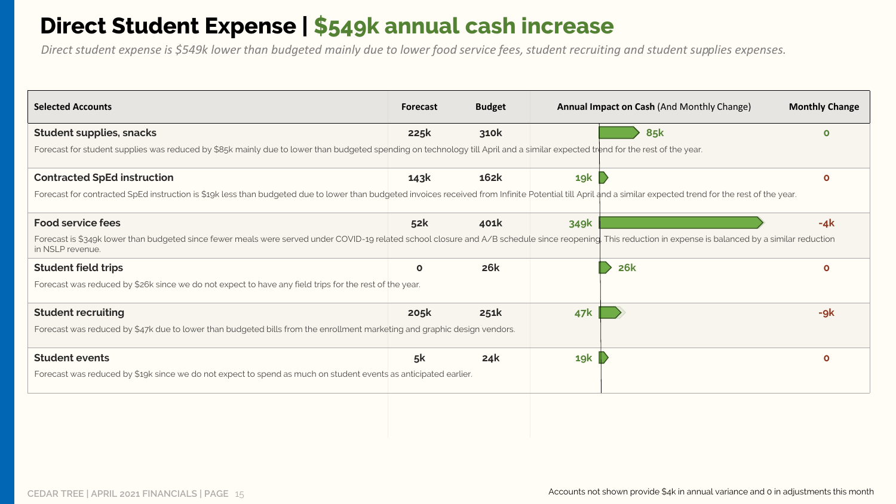# Direct Student Expense | $549k annual cash increase

*Direct student expense is $549k lower than budgeted mainly due to lower food service fees, student recruiting and student supplies expenses.*

| Selected Accounts | Forecast | Budget | Annual Impact on Cash (And Monthly Change) | Monthly Change |
|---|---|---|---|---|
| **Student supplies, snacks** | 225k | 310k | 85k | 0 |
| Forecast for student supplies was reduced by $85k mainly due to lower than budgeted spending on technology till April and a similar expected trend for the rest of the year. | | | | |
| **Contracted SpEd instruction** | 143k | 162k | 19k | 0 |
| Forecast for contracted SpEd instruction is $19k less than budgeted due to lower than budgeted invoices received from Infinite Potential till April and a similar expected trend for the rest of the year. | | | | |
| **Food service fees** | 52k | 401k | 349k | -4k |
| Forecast is $349k lower than budgeted since fewer meals were served under COVID-19 related school closure and A/B schedule since reopening. This reduction in expense is balanced by a similar reduction in NSLP revenue. | | | | |
| **Student field trips** | 0 | 26k | 26k | 0 |
| Forecast was reduced by $26k since we do not expect to have any field trips for the rest of the year. | | | | |
| **Student recruiting** | 205k | 251k | 47k | -9k |
| Forecast was reduced by $47k due to lower than budgeted bills from the enrollment marketing and graphic design vendors. | | | | |
| **Student events** | 5k | 24k | 19k | 0 |
| Forecast was reduced by $19k since we do not expect to spend as much on student events as anticipated earlier. | | | | |

Accounts not shown provide $4k in annual variance and 0 in adjustments this month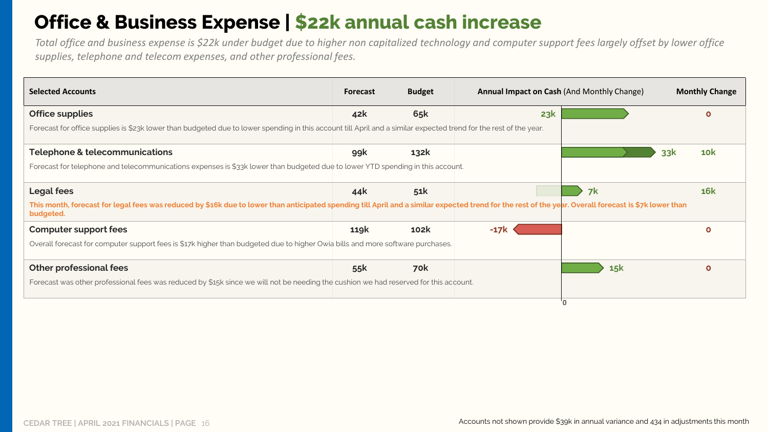# Office & Business Expense | $22k annual cash increase

*Total office and business expense is $22k under budget due to higher non capitalized technology and computer support fees largely offset by lower office supplies, telephone and telecom expenses, and other professional fees.*

| Selected Accounts | Forecast | Budget | Annual Impact on Cash (And Monthly Change) | Monthly Change |
|---|---|---|---|---|
| **Office supplies**<br>Forecast for office supplies is $23k lower than budgeted due to lower spending in this account till April and a similar expected trend for the rest of the year. | 42k | 65k | 23k | 0 |
| **Telephone & telecommunications**<br>Forecast for telephone and telecommunications expenses is $33k lower than budgeted due to lower YTD spending in this account. | 99k | 132k | 33k | 10k |
| **Legal fees**<br>**This month, forecast for legal fees was reduced by $16k due to lower than anticipated spending till April and a similar expected trend for the rest of the year. Overall forecast is $7k lower than budgeted.** | 44k | 51k | 7k | 16k |
| **Computer support fees**<br>Overall forecast for computer support fees is $17k higher than budgeted due to higher Owia bills and more software purchases. | 119k | 102k | -17k | 0 |
| **Other professional fees**<br>Forecast was other professional fees was reduced by $15k since we will not be needing the cushion we had reserved for this account. | 55k | 70k | 15k | 0 |

Accounts not shown provide $39k in annual variance and 434 in adjustments this month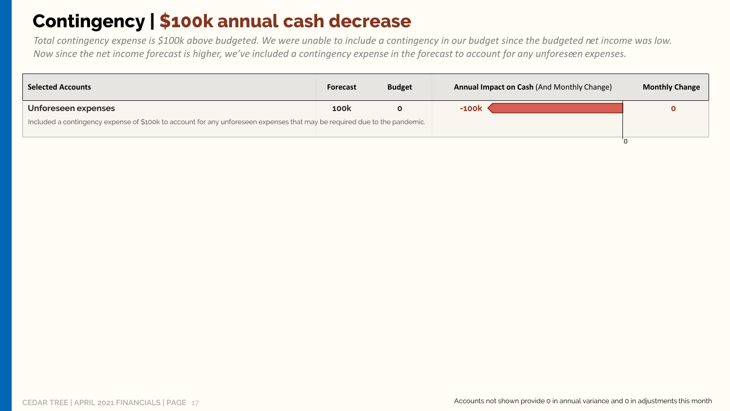# Contingency | $100k annual cash decrease

*Total contingency expense is $100k above budgeted. We were unable to include a contingency in our budget since the budgeted net income was low. Now since the net income forecast is higher, we've included a contingency expense in the forecast to account for any unforeseen expenses.*

| Selected Accounts | Forecast | Budget | Annual Impact on Cash (And Monthly Change) | Monthly Change |
|---|---|---|---|---|
| **Unforeseen expenses**<br>Included a contingency expense of $100k to account for any unforeseen expenses that may be required due to the pandemic. | 100k | 0 | -100k | 0 |

Accounts not shown provide 0 in annual variance and 0 in adjustments this month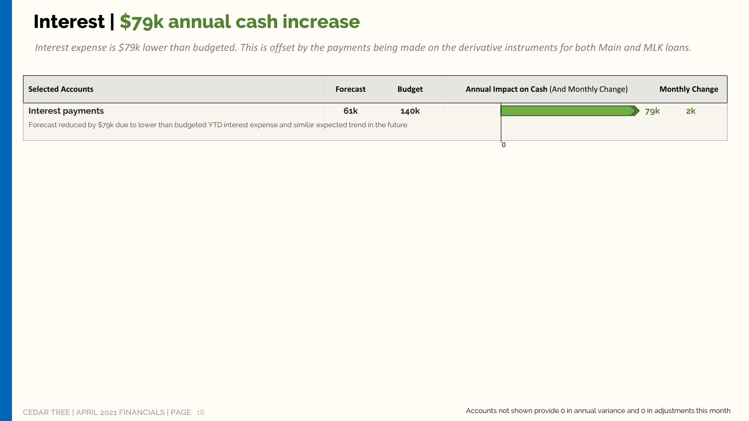# Interest | $79k annual cash increase

*Interest expense is $79k lower than budgeted. This is offset by the payments being made on the derivative instruments for both Main and MLK loans.*

| Selected Accounts | Forecast | Budget | Annual Impact on Cash (And Monthly Change) | Monthly Change |
|---|---|---|---|---|
| **Interest payments** | **61k** | **140k** | 79k | 2k |
| Forecast reduced by $79k due to lower than budgeted YTD interest expense and similar expected trend in the future. | | | | |

Accounts not shown provide 0 in annual variance and 0 in adjustments this month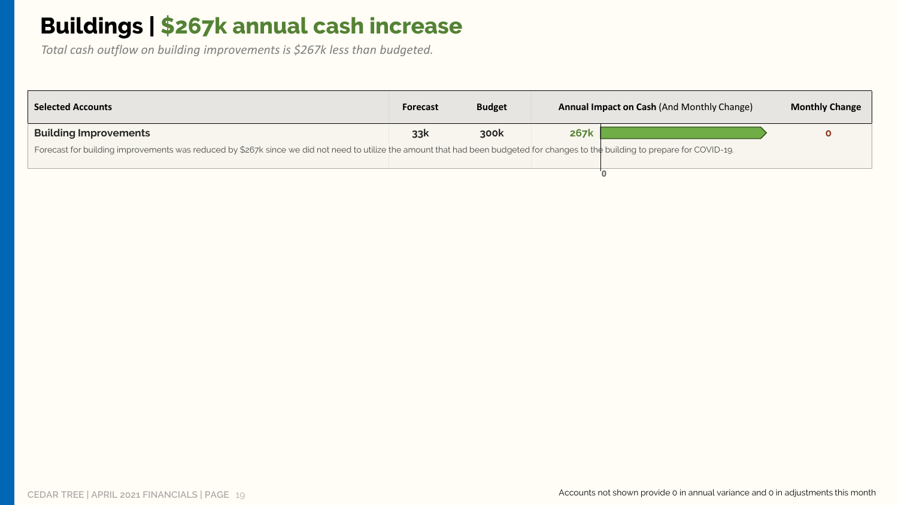# Buildings | $267k annual cash increase

*Total cash outflow on building improvements is $267k less than budgeted.*

| Selected Accounts | Forecast | Budget | Annual Impact on Cash (And Monthly Change) | Monthly Change |
|---|---|---|---|---|
| **Building Improvements** | **33k** | **300k** | **267k** | **0** |

Forecast for building improvements was reduced by $267k since we did not need to utilize the amount that had been budgeted for changes to the building to prepare for COVID-19.

Accounts not shown provide 0 in annual variance and 0 in adjustments this month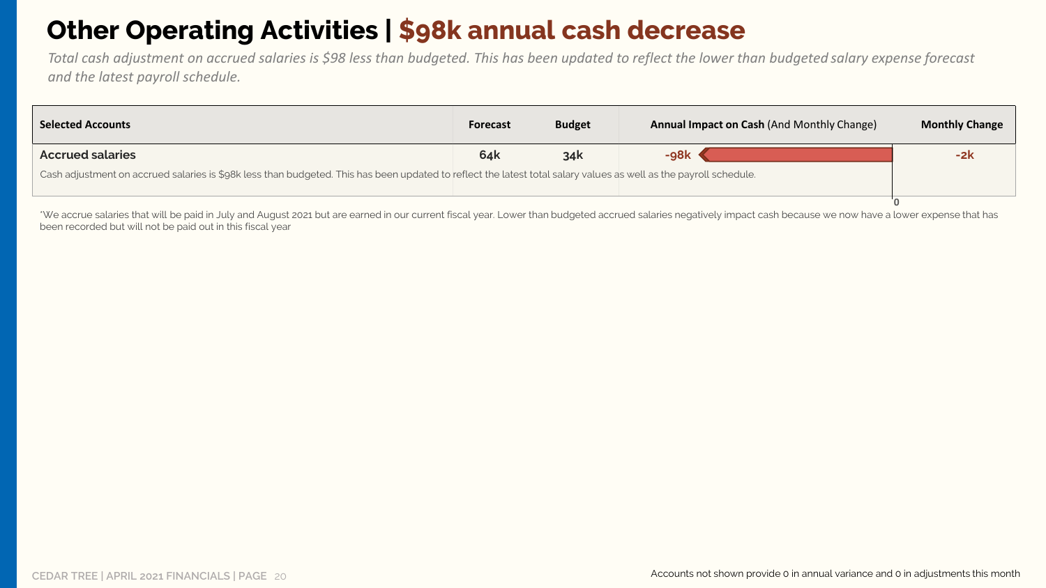# Other Operating Activities | $98k annual cash decrease

*Total cash adjustment on accrued salaries is $98 less than budgeted. This has been updated to reflect the lower than budgeted salary expense forecast and the latest payroll schedule.*

| Selected Accounts | Forecast | Budget | Annual Impact on Cash (And Monthly Change) | Monthly Change |
|---|---|---|---|---|
| **Accrued salaries** | **64k** | **34k** | **-98k** | **-2k** |
| Cash adjustment on accrued salaries is $98k less than budgeted. This has been updated to reflect the latest total salary values as well as the payroll schedule. | | | | |

*We accrue salaries that will be paid in July and August 2021 but are earned in our current fiscal year. Lower than budgeted accrued salaries negatively impact cash because we now have a lower expense that has been recorded but will not be paid out in this fiscal year

Accounts not shown provide 0 in annual variance and 0 in adjustments this month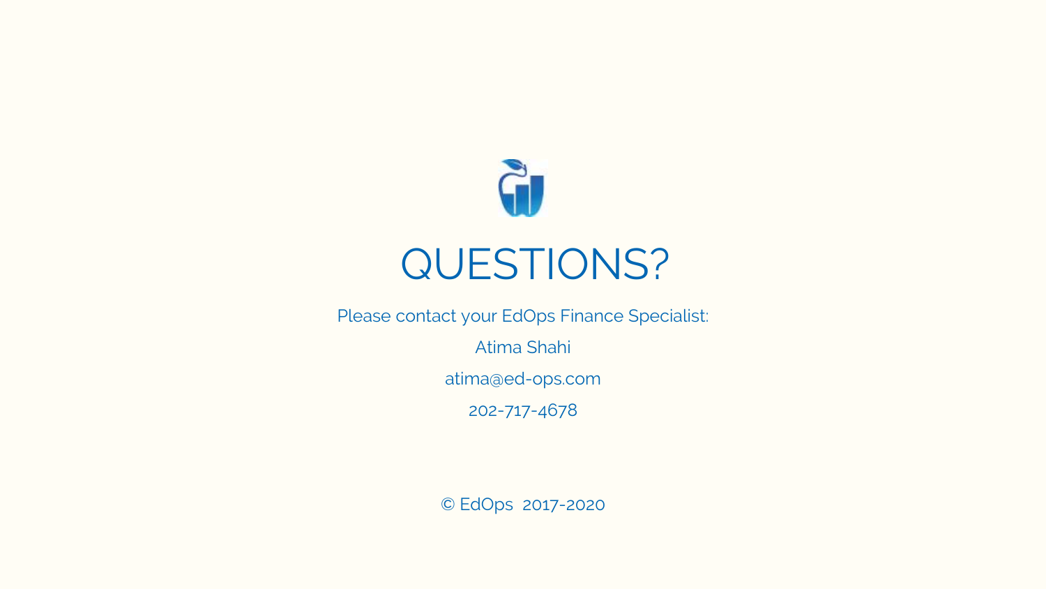# QUESTIONS?

Please contact your EdOps Finance Specialist:

Atima Shahi

atima@ed-ops.com

202-717-4678

© EdOps 2017-2020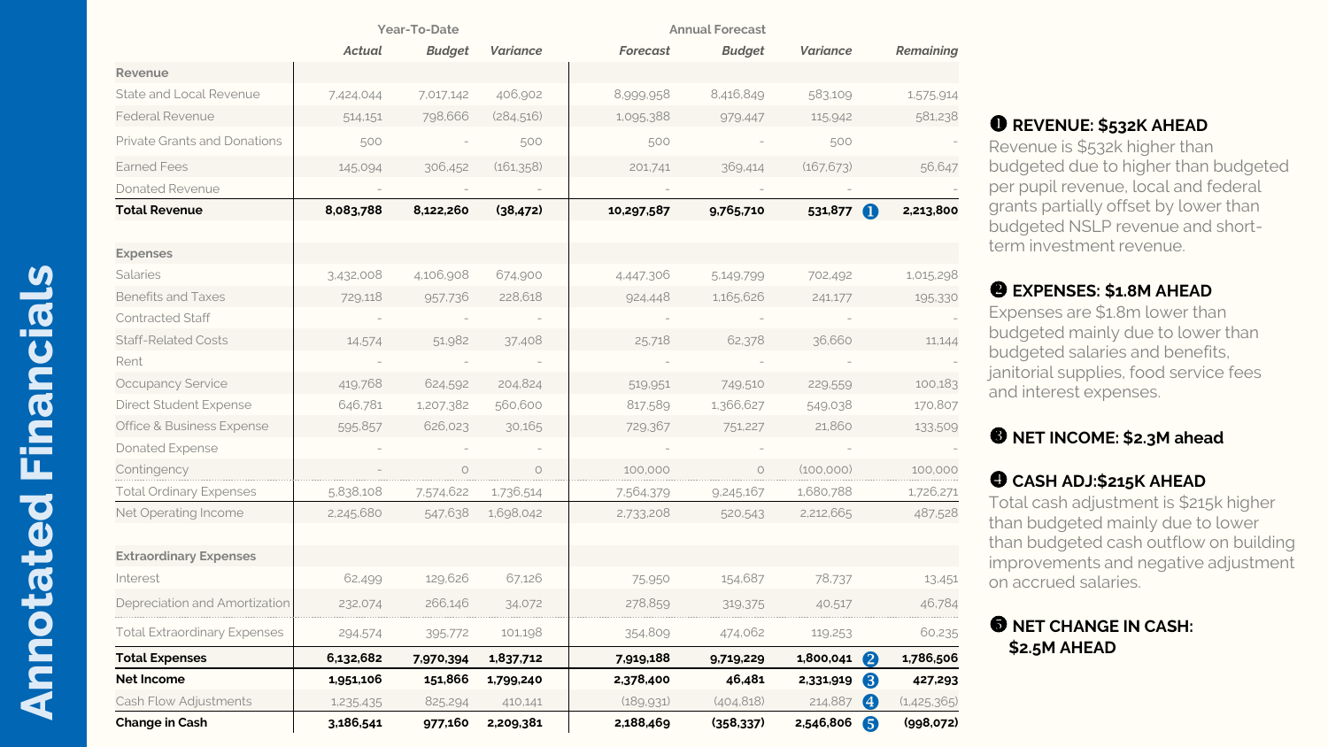# Annotated Financials

| | Year-To-Date | | | Annual Forecast | | | |
|---|---|---|---|---|---|---|---|
| | *Actual* | *Budget* | *Variance* | *Forecast* | *Budget* | *Variance* | *Remaining* |
| **Revenue** | | | | | | | |
| State and Local Revenue | 7,424,044 | 7,017,142 | 406,902 | 8,999,958 | 8,416,849 | 583,109 | 1,575,914 |
| Federal Revenue | 514,151 | 798,666 | (284,516) | 1,095,388 | 979,447 | 115,942 | 581,238 |
| Private Grants and Donations | 500 | - | 500 | 500 | - | 500 | - |
| Earned Fees | 145,094 | 306,452 | (161,358) | 201,741 | 369,414 | (167,673) | 56,647 |
| Donated Revenue | - | - | - | - | - | - | - |
| **Total Revenue** | **8,083,788** | **8,122,260** | **(38,472)** | **10,297,587** | **9,765,710** | **531,877** ❶ | **2,213,800** |
| | | | | | | | |
| **Expenses** | | | | | | | |
| Salaries | 3,432,008 | 4,106,908 | 674,900 | 4,447,306 | 5,149,799 | 702,492 | 1,015,298 |
| Benefits and Taxes | 729,118 | 957,736 | 228,618 | 924,448 | 1,165,626 | 241,177 | 195,330 |
| Contracted Staff | - | - | - | - | - | - | - |
| Staff-Related Costs | 14,574 | 51,982 | 37,408 | 25,718 | 62,378 | 36,660 | 11,144 |
| Rent | - | - | - | - | - | - | - |
| Occupancy Service | 419,768 | 624,592 | 204,824 | 519,951 | 749,510 | 229,559 | 100,183 |
| Direct Student Expense | 646,781 | 1,207,382 | 560,600 | 817,589 | 1,366,627 | 549,038 | 170,807 |
| Office & Business Expense | 595,857 | 626,023 | 30,165 | 729,367 | 751,227 | 21,860 | 133,509 |
| Donated Expense | - | - | - | - | - | - | - |
| Contingency | - | 0 | 0 | 100,000 | 0 | (100,000) | 100,000 |
| Total Ordinary Expenses | 5,838,108 | 7,574,622 | 1,736,514 | 7,564,379 | 9,245,167 | 1,680,788 | 1,726,271 |
| Net Operating Income | 2,245,680 | 547,638 | 1,698,042 | 2,733,208 | 520,543 | 2,212,665 | 487,528 |
| | | | | | | | |
| **Extraordinary Expenses** | | | | | | | |
| Interest | 62,499 | 129,626 | 67,126 | 75,950 | 154,687 | 78,737 | 13,451 |
| Depreciation and Amortization | 232,074 | 266,146 | 34,072 | 278,859 | 319,375 | 40,517 | 46,784 |
| Total Extraordinary Expenses | 294,574 | 395,772 | 101,198 | 354,809 | 474,062 | 119,253 | 60,235 |
| **Total Expenses** | **6,132,682** | **7,970,394** | **1,837,712** | **7,919,188** | **9,719,229** | **1,800,041** ❷ | **1,786,506** |
| **Net Income** | **1,951,106** | **151,866** | **1,799,240** | **2,378,400** | **46,481** | **2,331,919** ❸ | **427,293** |
| Cash Flow Adjustments | 1,235,435 | 825,294 | 410,141 | (189,931) | (404,818) | 214,887 ❹ | (1,425,365) |
| **Change in Cash** | **3,186,541** | **977,160** | **2,209,381** | **2,188,469** | **(358,337)** | **2,546,806** ❺ | **(998,072)** |

**❶ REVENUE: $532K AHEAD**

Revenue is $532k higher than budgeted due to higher than budgeted per pupil revenue, local and federal grants partially offset by lower than budgeted NSLP revenue and short-term investment revenue.

**❷ EXPENSES: $1.8M AHEAD**

Expenses are $1.8m lower than budgeted mainly due to lower than budgeted salaries and benefits, janitorial supplies, food service fees and interest expenses.

**❸ NET INCOME: $2.3M ahead**

**❹ CASH ADJ:$215K AHEAD**

Total cash adjustment is $215k higher than budgeted mainly due to lower than budgeted cash outflow on building improvements and negative adjustment on accrued salaries.

**❺ NET CHANGE IN CASH: $2.5M AHEAD**